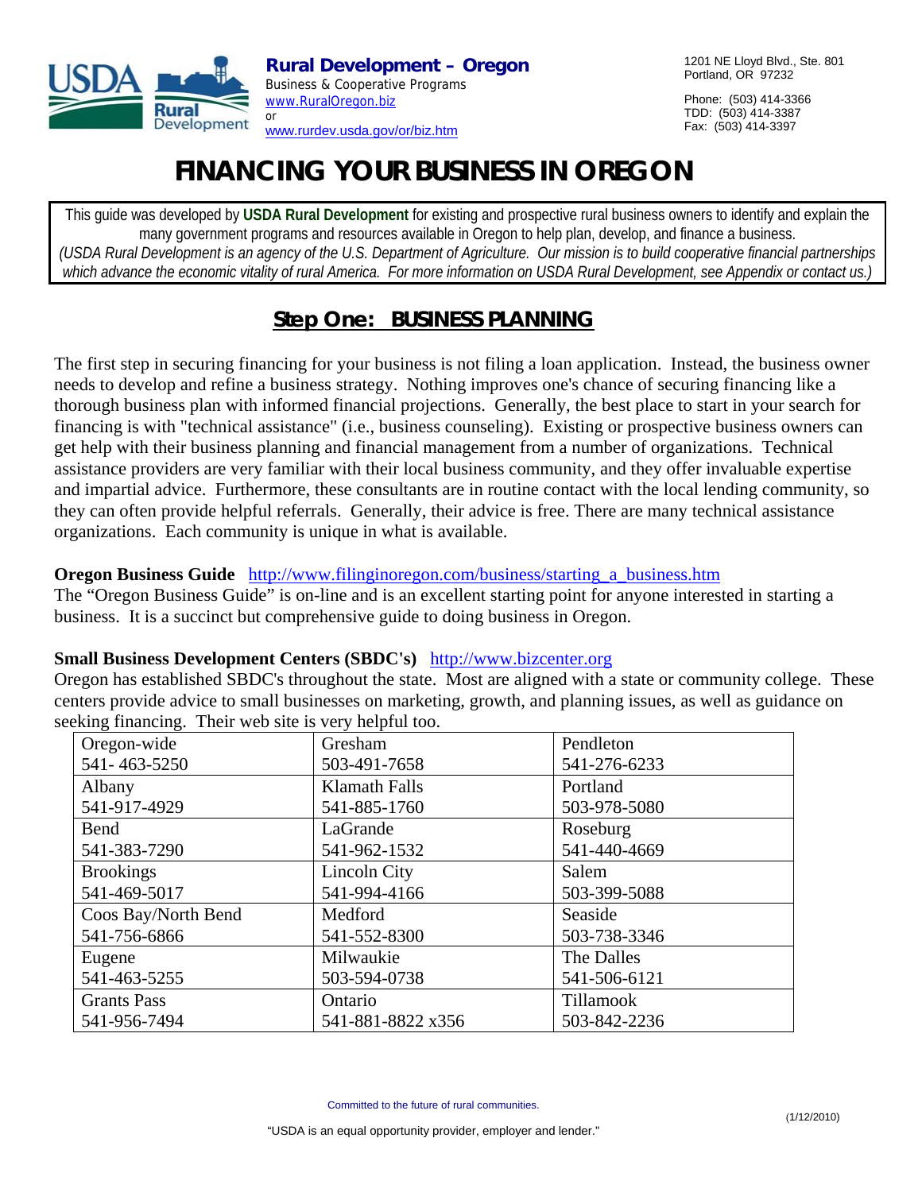**Rural Development – Oregon**
Business & Cooperative Programs
www.RuralOregon.biz
or
www.rurdev.usda.gov/or/biz.htm

1201 NE Lloyd Blvd., Ste. 801
Portland, OR 97232

Phone: (503) 414-3366
TDD: (503) 414-3387
Fax: (503) 414-3397

# FINANCING YOUR BUSINESS IN OREGON

This guide was developed by **USDA Rural Development** for existing and prospective rural business owners to identify and explain the many government programs and resources available in Oregon to help plan, develop, and finance a business. *(USDA Rural Development is an agency of the U.S. Department of Agriculture. Our mission is to build cooperative financial partnerships which advance the economic vitality of rural America. For more information on USDA Rural Development, see Appendix or contact us.)*

## Step One: BUSINESS PLANNING

The first step in securing financing for your business is not filing a loan application. Instead, the business owner needs to develop and refine a business strategy. Nothing improves one's chance of securing financing like a thorough business plan with informed financial projections. Generally, the best place to start in your search for financing is with "technical assistance" (i.e., business counseling). Existing or prospective business owners can get help with their business planning and financial management from a number of organizations. Technical assistance providers are very familiar with their local business community, and they offer invaluable expertise and impartial advice. Furthermore, these consultants are in routine contact with the local lending community, so they can often provide helpful referrals. Generally, their advice is free. There are many technical assistance organizations. Each community is unique in what is available.

**Oregon Business Guide** http://www.filinginoregon.com/business/starting_a_business.htm
The "Oregon Business Guide" is on-line and is an excellent starting point for anyone interested in starting a business. It is a succinct but comprehensive guide to doing business in Oregon.

**Small Business Development Centers (SBDC's)** http://www.bizcenter.org
Oregon has established SBDC's throughout the state. Most are aligned with a state or community college. These centers provide advice to small businesses on marketing, growth, and planning issues, as well as guidance on seeking financing. Their web site is very helpful too.

| | | |
|---|---|---|
| Oregon-wide 541- 463-5250 | Gresham 503-491-7658 | Pendleton 541-276-6233 |
| Albany 541-917-4929 | Klamath Falls 541-885-1760 | Portland 503-978-5080 |
| Bend 541-383-7290 | LaGrande 541-962-1532 | Roseburg 541-440-4669 |
| Brookings 541-469-5017 | Lincoln City 541-994-4166 | Salem 503-399-5088 |
| Coos Bay/North Bend 541-756-6866 | Medford 541-552-8300 | Seaside 503-738-3346 |
| Eugene 541-463-5255 | Milwaukie 503-594-0738 | The Dalles 541-506-6121 |
| Grants Pass 541-956-7494 | Ontario 541-881-8822 x356 | Tillamook 503-842-2236 |

Committed to the future of rural communities.

"USDA is an equal opportunity provider, employer and lender."

(1/12/2010)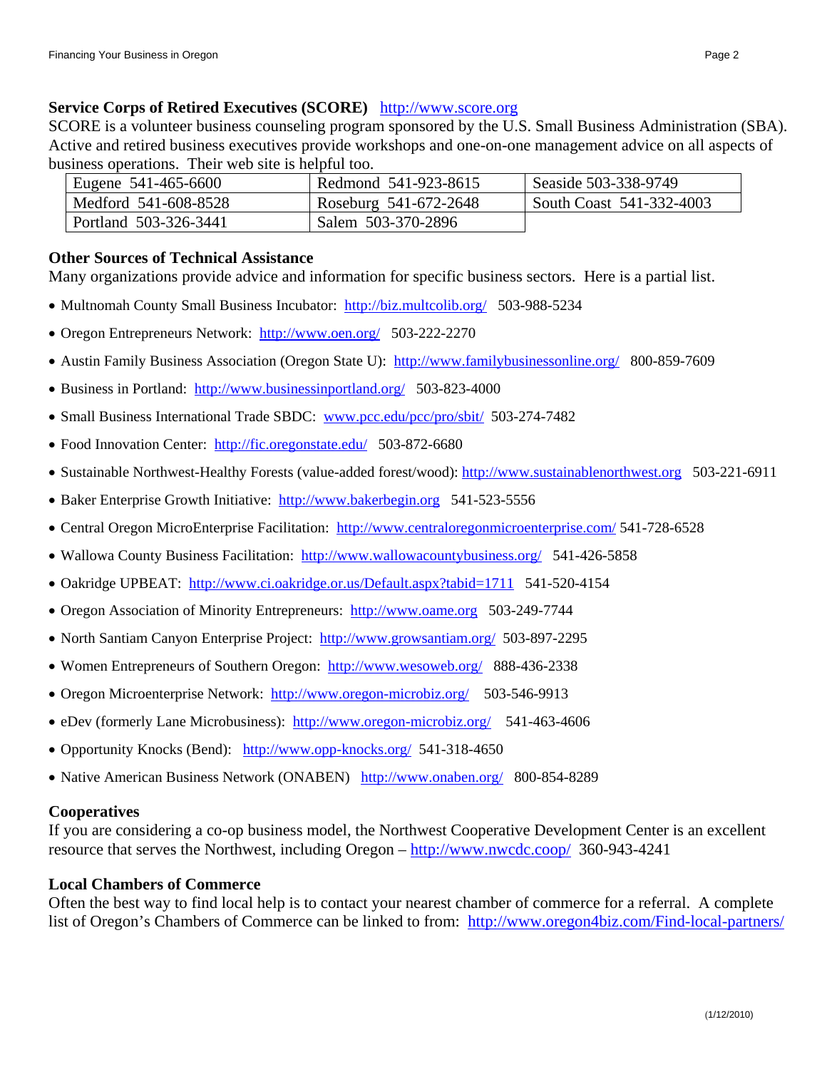**Service Corps of Retired Executives (SCORE)** http://www.score.org

SCORE is a volunteer business counseling program sponsored by the U.S. Small Business Administration (SBA). Active and retired business executives provide workshops and one-on-one management advice on all aspects of business operations. Their web site is helpful too.

| | | |
|---|---|---|
| Eugene 541-465-6600 | Redmond 541-923-8615 | Seaside 503-338-9749 |
| Medford 541-608-8528 | Roseburg 541-672-2648 | South Coast 541-332-4003 |
| Portland 503-326-3441 | Salem 503-370-2896 | |

**Other Sources of Technical Assistance**

Many organizations provide advice and information for specific business sectors. Here is a partial list.

- Multnomah County Small Business Incubator: http://biz.multcolib.org/ 503-988-5234
- Oregon Entrepreneurs Network: http://www.oen.org/ 503-222-2270
- Austin Family Business Association (Oregon State U): http://www.familybusinessonline.org/ 800-859-7609
- Business in Portland: http://www.businessinportland.org/ 503-823-4000
- Small Business International Trade SBDC: www.pcc.edu/pcc/pro/sbit/ 503-274-7482
- Food Innovation Center: http://fic.oregonstate.edu/ 503-872-6680
- Sustainable Northwest-Healthy Forests (value-added forest/wood): http://www.sustainablenorthwest.org 503-221-6911
- Baker Enterprise Growth Initiative: http://www.bakerbegin.org 541-523-5556
- Central Oregon MicroEnterprise Facilitation: http://www.centraloregonmicroenterprise.com/ 541-728-6528
- Wallowa County Business Facilitation: http://www.wallowacountybusiness.org/ 541-426-5858
- Oakridge UPBEAT: http://www.ci.oakridge.or.us/Default.aspx?tabid=1711 541-520-4154
- Oregon Association of Minority Entrepreneurs: http://www.oame.org 503-249-7744
- North Santiam Canyon Enterprise Project: http://www.growsantiam.org/ 503-897-2295
- Women Entrepreneurs of Southern Oregon: http://www.wesoweb.org/ 888-436-2338
- Oregon Microenterprise Network: http://www.oregon-microbiz.org/ 503-546-9913
- eDev (formerly Lane Microbusiness): http://www.oregon-microbiz.org/ 541-463-4606
- Opportunity Knocks (Bend): http://www.opp-knocks.org/ 541-318-4650
- Native American Business Network (ONABEN) http://www.onaben.org/ 800-854-8289

**Cooperatives**

If you are considering a co-op business model, the Northwest Cooperative Development Center is an excellent resource that serves the Northwest, including Oregon – http://www.nwcdc.coop/ 360-943-4241

**Local Chambers of Commerce**

Often the best way to find local help is to contact your nearest chamber of commerce for a referral. A complete list of Oregon's Chambers of Commerce can be linked to from: http://www.oregon4biz.com/Find-local-partners/

(1/12/2010)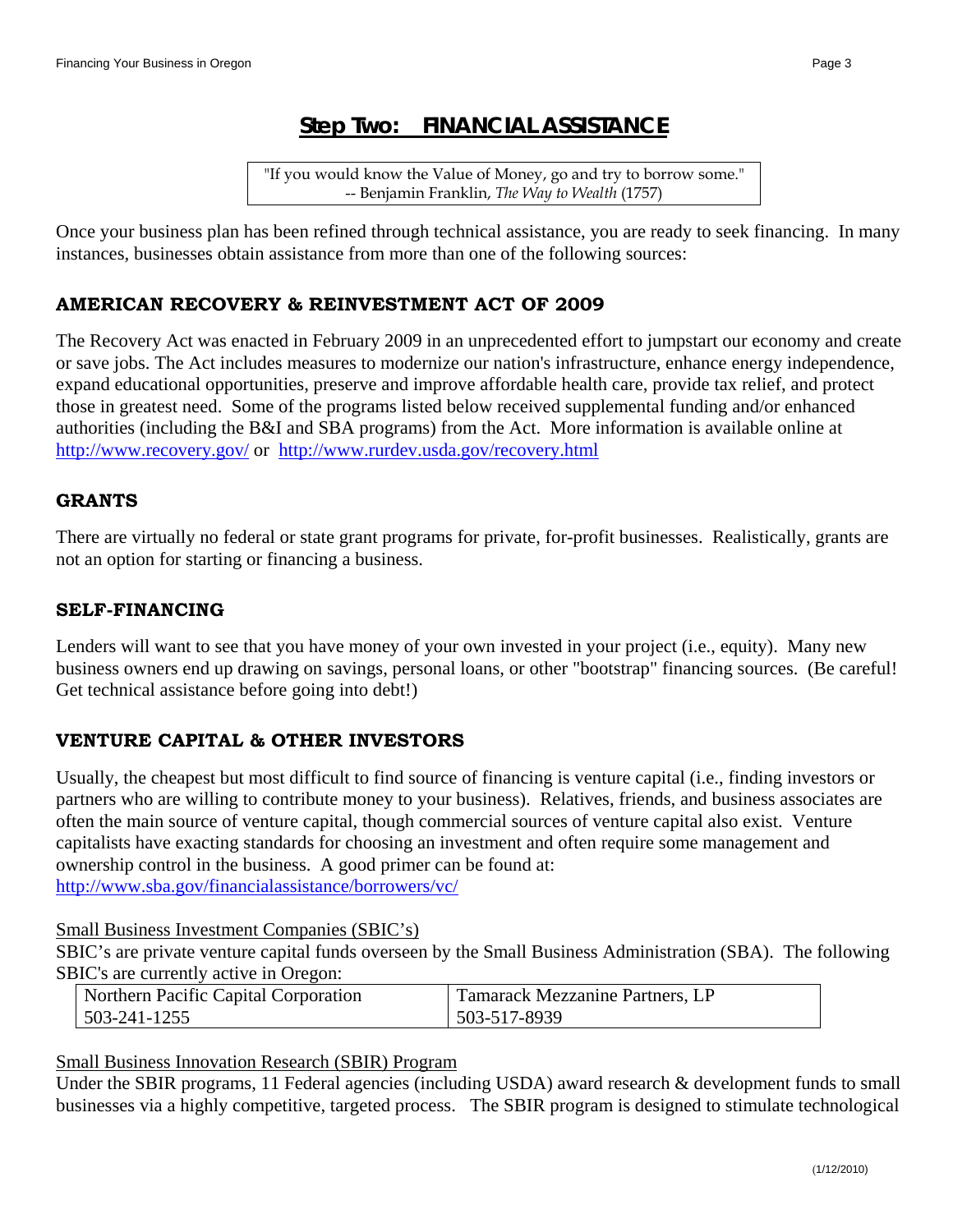## Step Two: FINANCIAL ASSISTANCE

> "If you would know the Value of Money, go and try to borrow some."
> -- Benjamin Franklin, *The Way to Wealth* (1757)

Once your business plan has been refined through technical assistance, you are ready to seek financing. In many instances, businesses obtain assistance from more than one of the following sources:

### AMERICAN RECOVERY & REINVESTMENT ACT OF 2009

The Recovery Act was enacted in February 2009 in an unprecedented effort to jumpstart our economy and create or save jobs. The Act includes measures to modernize our nation's infrastructure, enhance energy independence, expand educational opportunities, preserve and improve affordable health care, provide tax relief, and protect those in greatest need. Some of the programs listed below received supplemental funding and/or enhanced authorities (including the B&I and SBA programs) from the Act. More information is available online at http://www.recovery.gov/ or http://www.rurdev.usda.gov/recovery.html

### GRANTS

There are virtually no federal or state grant programs for private, for-profit businesses. Realistically, grants are not an option for starting or financing a business.

### SELF-FINANCING

Lenders will want to see that you have money of your own invested in your project (i.e., equity). Many new business owners end up drawing on savings, personal loans, or other "bootstrap" financing sources. (Be careful! Get technical assistance before going into debt!)

### VENTURE CAPITAL & OTHER INVESTORS

Usually, the cheapest but most difficult to find source of financing is venture capital (i.e., finding investors or partners who are willing to contribute money to your business). Relatives, friends, and business associates are often the main source of venture capital, though commercial sources of venture capital also exist. Venture capitalists have exacting standards for choosing an investment and often require some management and ownership control in the business. A good primer can be found at: http://www.sba.gov/financialassistance/borrowers/vc/

Small Business Investment Companies (SBIC's)

SBIC's are private venture capital funds overseen by the Small Business Administration (SBA). The following SBIC's are currently active in Oregon:

| Northern Pacific Capital Corporation | Tamarack Mezzanine Partners, LP |
|---|---|
| 503-241-1255 | 503-517-8939 |

Small Business Innovation Research (SBIR) Program

Under the SBIR programs, 11 Federal agencies (including USDA) award research & development funds to small businesses via a highly competitive, targeted process. The SBIR program is designed to stimulate technological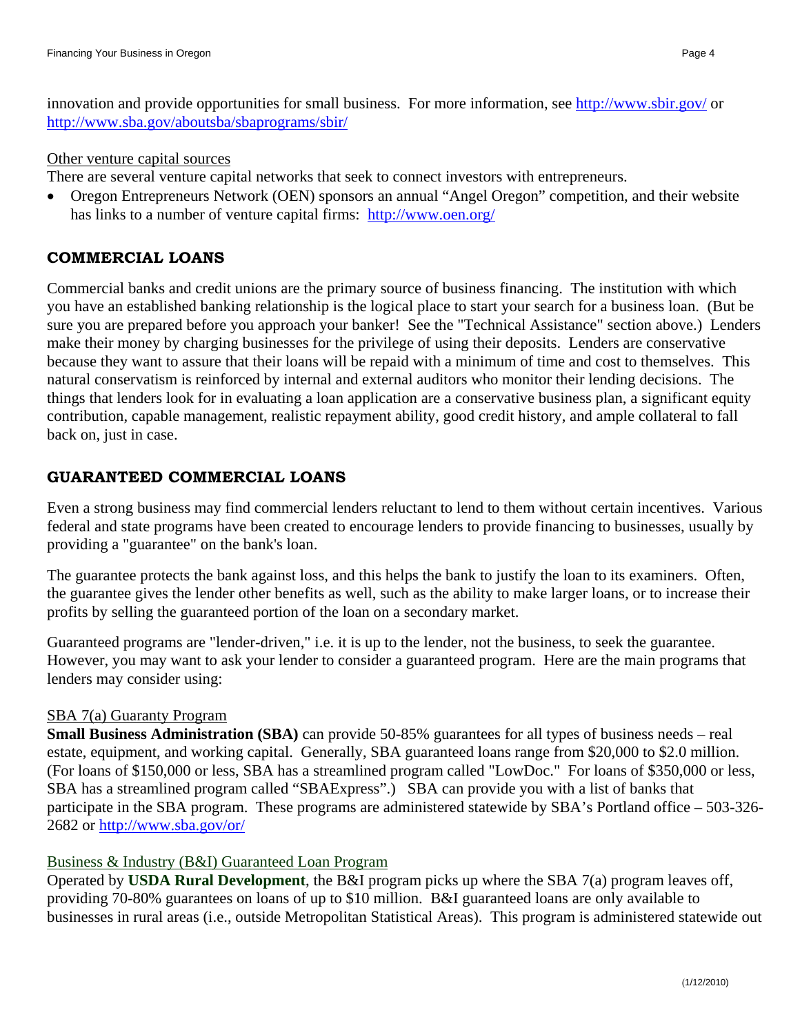innovation and provide opportunities for small business. For more information, see http://www.sbir.gov/ or http://www.sba.gov/aboutsba/sbaprograms/sbir/

Other venture capital sources

There are several venture capital networks that seek to connect investors with entrepreneurs.

- Oregon Entrepreneurs Network (OEN) sponsors an annual "Angel Oregon" competition, and their website has links to a number of venture capital firms: http://www.oen.org/

## COMMERCIAL LOANS

Commercial banks and credit unions are the primary source of business financing. The institution with which you have an established banking relationship is the logical place to start your search for a business loan. (But be sure you are prepared before you approach your banker! See the "Technical Assistance" section above.) Lenders make their money by charging businesses for the privilege of using their deposits. Lenders are conservative because they want to assure that their loans will be repaid with a minimum of time and cost to themselves. This natural conservatism is reinforced by internal and external auditors who monitor their lending decisions. The things that lenders look for in evaluating a loan application are a conservative business plan, a significant equity contribution, capable management, realistic repayment ability, good credit history, and ample collateral to fall back on, just in case.

## GUARANTEED COMMERCIAL LOANS

Even a strong business may find commercial lenders reluctant to lend to them without certain incentives. Various federal and state programs have been created to encourage lenders to provide financing to businesses, usually by providing a "guarantee" on the bank's loan.

The guarantee protects the bank against loss, and this helps the bank to justify the loan to its examiners. Often, the guarantee gives the lender other benefits as well, such as the ability to make larger loans, or to increase their profits by selling the guaranteed portion of the loan on a secondary market.

Guaranteed programs are "lender-driven," i.e. it is up to the lender, not the business, to seek the guarantee. However, you may want to ask your lender to consider a guaranteed program. Here are the main programs that lenders may consider using:

SBA 7(a) Guaranty Program

**Small Business Administration (SBA)** can provide 50-85% guarantees for all types of business needs – real estate, equipment, and working capital. Generally, SBA guaranteed loans range from $20,000 to $2.0 million. (For loans of $150,000 or less, SBA has a streamlined program called "LowDoc." For loans of $350,000 or less, SBA has a streamlined program called "SBAExpress".) SBA can provide you with a list of banks that participate in the SBA program. These programs are administered statewide by SBA's Portland office – 503-326-2682 or http://www.sba.gov/or/

Business & Industry (B&I) Guaranteed Loan Program

Operated by **USDA Rural Development**, the B&I program picks up where the SBA 7(a) program leaves off, providing 70-80% guarantees on loans of up to $10 million. B&I guaranteed loans are only available to businesses in rural areas (i.e., outside Metropolitan Statistical Areas). This program is administered statewide out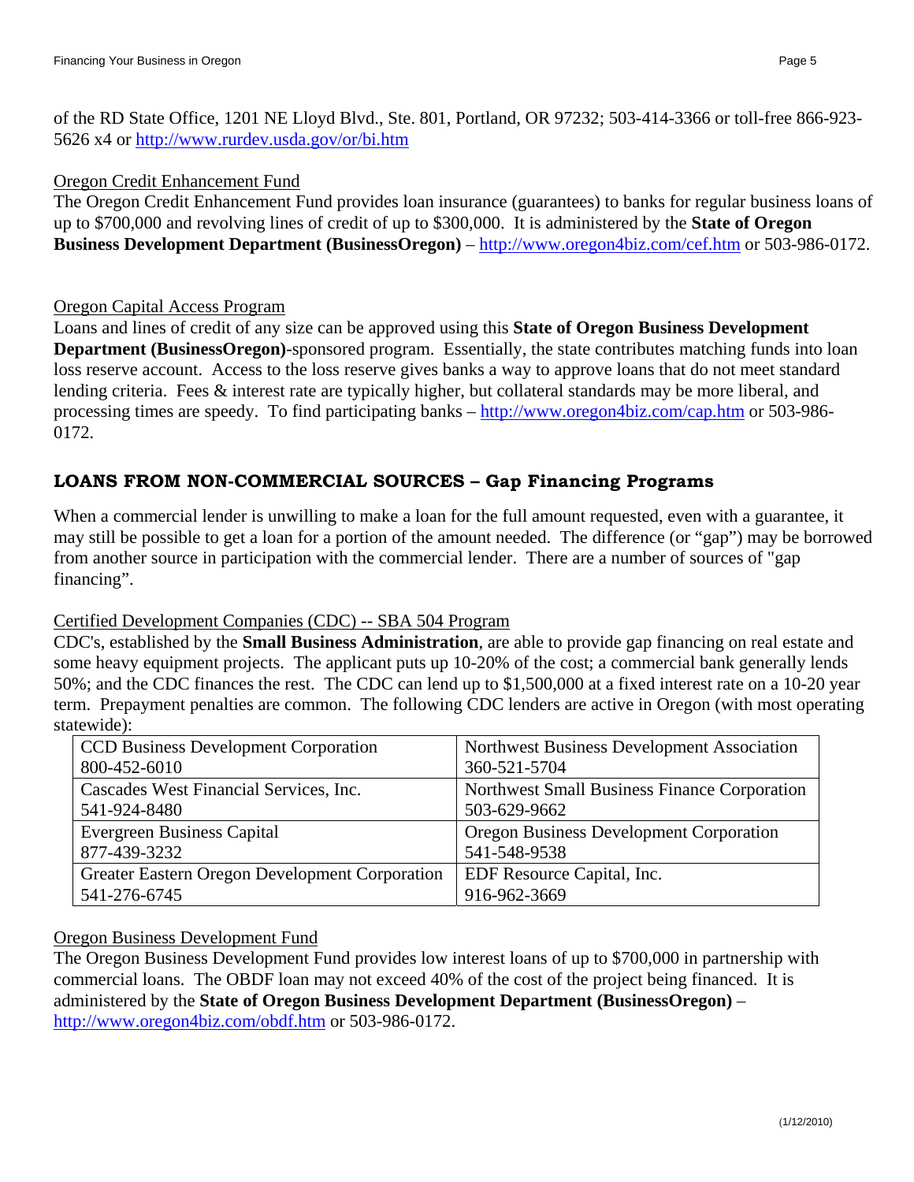of the RD State Office, 1201 NE Lloyd Blvd., Ste. 801, Portland, OR 97232; 503-414-3366 or toll-free 866-923-5626 x4 or http://www.rurdev.usda.gov/or/bi.htm

Oregon Credit Enhancement Fund

The Oregon Credit Enhancement Fund provides loan insurance (guarantees) to banks for regular business loans of up to $700,000 and revolving lines of credit of up to $300,000. It is administered by the **State of Oregon Business Development Department (BusinessOregon)** – http://www.oregon4biz.com/cef.htm or 503-986-0172.

Oregon Capital Access Program

Loans and lines of credit of any size can be approved using this **State of Oregon Business Development Department (BusinessOregon)**-sponsored program. Essentially, the state contributes matching funds into loan loss reserve account. Access to the loss reserve gives banks a way to approve loans that do not meet standard lending criteria. Fees & interest rate are typically higher, but collateral standards may be more liberal, and processing times are speedy. To find participating banks – http://www.oregon4biz.com/cap.htm or 503-986-0172.

## LOANS FROM NON-COMMERCIAL SOURCES – Gap Financing Programs

When a commercial lender is unwilling to make a loan for the full amount requested, even with a guarantee, it may still be possible to get a loan for a portion of the amount needed. The difference (or "gap") may be borrowed from another source in participation with the commercial lender. There are a number of sources of "gap financing".

Certified Development Companies (CDC) -- SBA 504 Program

CDC's, established by the **Small Business Administration**, are able to provide gap financing on real estate and some heavy equipment projects. The applicant puts up 10-20% of the cost; a commercial bank generally lends 50%; and the CDC finances the rest. The CDC can lend up to $1,500,000 at a fixed interest rate on a 10-20 year term. Prepayment penalties are common. The following CDC lenders are active in Oregon (with most operating statewide):

| | |
|---|---|
| CCD Business Development Corporation<br>800-452-6010 | Northwest Business Development Association<br>360-521-5704 |
| Cascades West Financial Services, Inc.<br>541-924-8480 | Northwest Small Business Finance Corporation<br>503-629-9662 |
| Evergreen Business Capital<br>877-439-3232 | Oregon Business Development Corporation<br>541-548-9538 |
| Greater Eastern Oregon Development Corporation<br>541-276-6745 | EDF Resource Capital, Inc.<br>916-962-3669 |

Oregon Business Development Fund

The Oregon Business Development Fund provides low interest loans of up to $700,000 in partnership with commercial loans. The OBDF loan may not exceed 40% of the cost of the project being financed. It is administered by the **State of Oregon Business Development Department (BusinessOregon)** – http://www.oregon4biz.com/obdf.htm or 503-986-0172.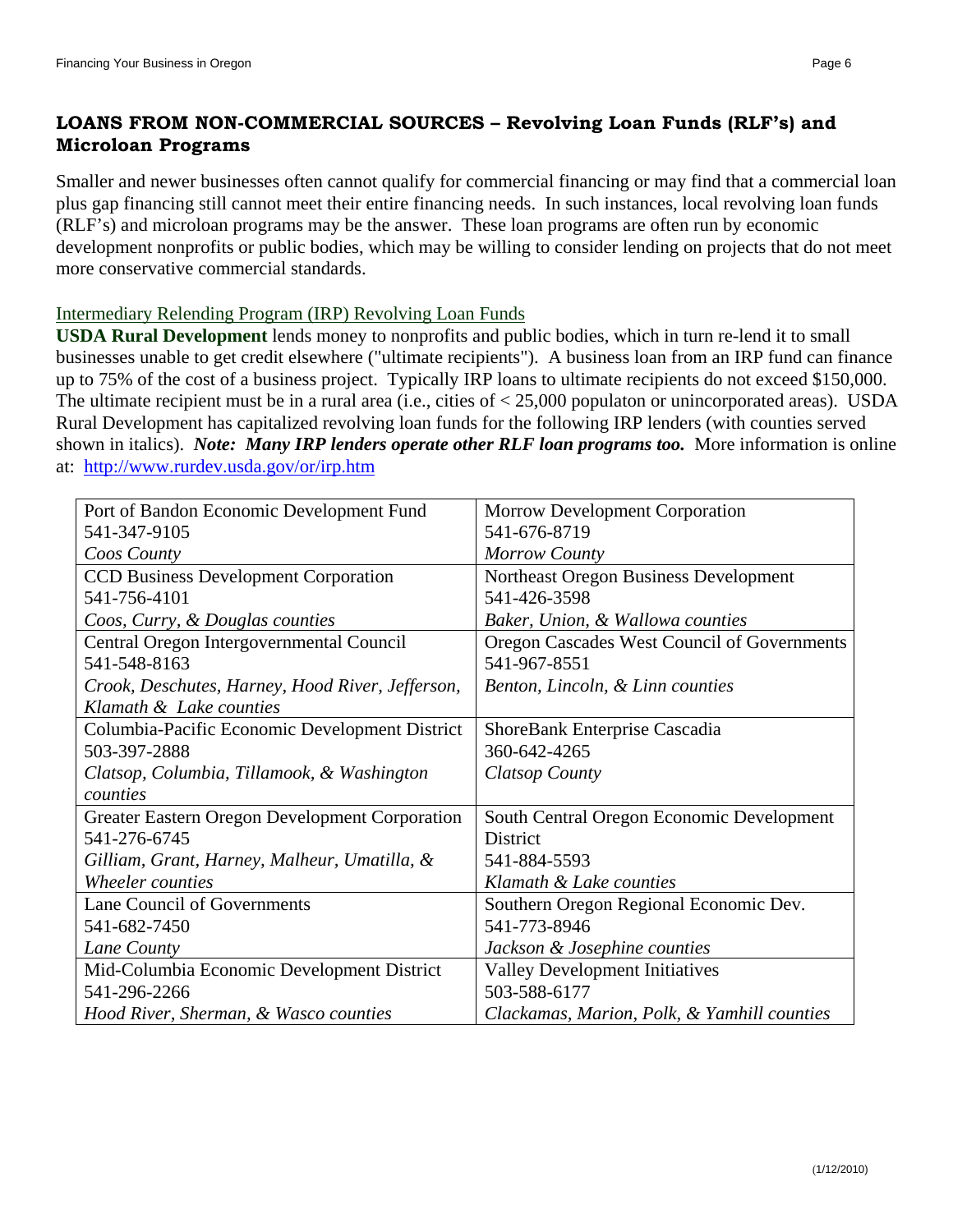## LOANS FROM NON-COMMERCIAL SOURCES – Revolving Loan Funds (RLF's) and Microloan Programs

Smaller and newer businesses often cannot qualify for commercial financing or may find that a commercial loan plus gap financing still cannot meet their entire financing needs. In such instances, local revolving loan funds (RLF's) and microloan programs may be the answer. These loan programs are often run by economic development nonprofits or public bodies, which may be willing to consider lending on projects that do not meet more conservative commercial standards.

### Intermediary Relending Program (IRP) Revolving Loan Funds

**USDA Rural Development** lends money to nonprofits and public bodies, which in turn re-lend it to small businesses unable to get credit elsewhere ("ultimate recipients"). A business loan from an IRP fund can finance up to 75% of the cost of a business project. Typically IRP loans to ultimate recipients do not exceed $150,000. The ultimate recipient must be in a rural area (i.e., cities of < 25,000 populaton or unincorporated areas). USDA Rural Development has capitalized revolving loan funds for the following IRP lenders (with counties served shown in italics). ***Note: Many IRP lenders operate other RLF loan programs too.*** More information is online at: http://www.rurdev.usda.gov/or/irp.htm

| | |
|---|---|
| Port of Bandon Economic Development Fund<br>541-347-9105<br>*Coos County* | Morrow Development Corporation<br>541-676-8719<br>*Morrow County* |
| CCD Business Development Corporation<br>541-756-4101<br>*Coos, Curry, & Douglas counties* | Northeast Oregon Business Development<br>541-426-3598<br>*Baker, Union, & Wallowa counties* |
| Central Oregon Intergovernmental Council<br>541-548-8163<br>*Crook, Deschutes, Harney, Hood River, Jefferson, Klamath & Lake counties* | Oregon Cascades West Council of Governments<br>541-967-8551<br>*Benton, Lincoln, & Linn counties* |
| Columbia-Pacific Economic Development District<br>503-397-2888<br>*Clatsop, Columbia, Tillamook, & Washington counties* | ShoreBank Enterprise Cascadia<br>360-642-4265<br>*Clatsop County* |
| Greater Eastern Oregon Development Corporation<br>541-276-6745<br>*Gilliam, Grant, Harney, Malheur, Umatilla, & Wheeler counties* | South Central Oregon Economic Development District<br>541-884-5593<br>*Klamath & Lake counties* |
| Lane Council of Governments<br>541-682-7450<br>*Lane County* | Southern Oregon Regional Economic Dev.<br>541-773-8946<br>*Jackson & Josephine counties* |
| Mid-Columbia Economic Development District<br>541-296-2266<br>*Hood River, Sherman, & Wasco counties* | Valley Development Initiatives<br>503-588-6177<br>*Clackamas, Marion, Polk, & Yamhill counties* |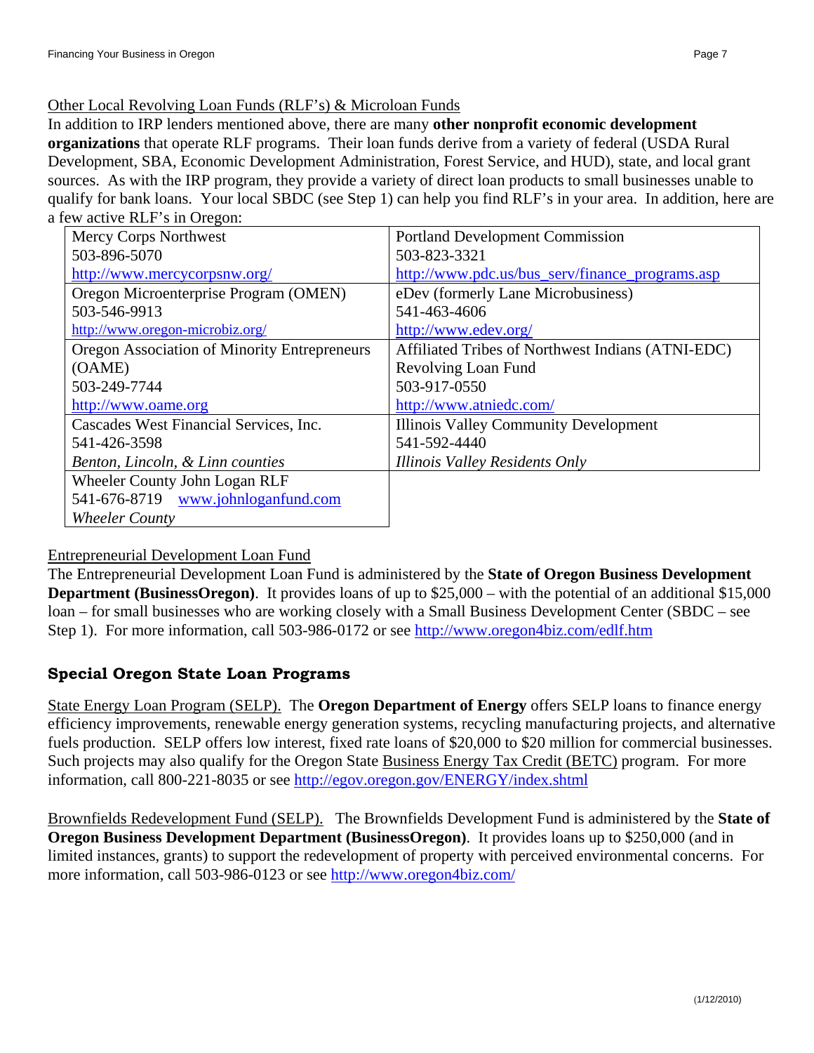Other Local Revolving Loan Funds (RLF's) & Microloan Funds

In addition to IRP lenders mentioned above, there are many **other nonprofit economic development organizations** that operate RLF programs. Their loan funds derive from a variety of federal (USDA Rural Development, SBA, Economic Development Administration, Forest Service, and HUD), state, and local grant sources. As with the IRP program, they provide a variety of direct loan products to small businesses unable to qualify for bank loans. Your local SBDC (see Step 1) can help you find RLF's in your area. In addition, here are a few active RLF's in Oregon:

| | |
|---|---|
| Mercy Corps Northwest<br>503-896-5070<br>http://www.mercycorpsnw.org/ | Portland Development Commission<br>503-823-3321<br>http://www.pdc.us/bus_serv/finance_programs.asp |
| Oregon Microenterprise Program (OMEN)<br>503-546-9913<br>http://www.oregon-microbiz.org/ | eDev (formerly Lane Microbusiness)<br>541-463-4606<br>http://www.edev.org/ |
| Oregon Association of Minority Entrepreneurs (OAME)<br>503-249-7744<br>http://www.oame.org | Affiliated Tribes of Northwest Indians (ATNI-EDC) Revolving Loan Fund<br>503-917-0550<br>http://www.atniedc.com/ |
| Cascades West Financial Services, Inc.<br>541-426-3598<br>*Benton, Lincoln, & Linn counties* | Illinois Valley Community Development<br>541-592-4440<br>*Illinois Valley Residents Only* |
| Wheeler County John Logan RLF<br>541-676-8719 www.johnloganfund.com<br>*Wheeler County* | |

Entrepreneurial Development Loan Fund

The Entrepreneurial Development Loan Fund is administered by the **State of Oregon Business Development Department (BusinessOregon)**. It provides loans of up to $25,000 – with the potential of an additional $15,000 loan – for small businesses who are working closely with a Small Business Development Center (SBDC – see Step 1). For more information, call 503-986-0172 or see http://www.oregon4biz.com/edlf.htm

## Special Oregon State Loan Programs

State Energy Loan Program (SELP). The **Oregon Department of Energy** offers SELP loans to finance energy efficiency improvements, renewable energy generation systems, recycling manufacturing projects, and alternative fuels production. SELP offers low interest, fixed rate loans of $20,000 to $20 million for commercial businesses. Such projects may also qualify for the Oregon State Business Energy Tax Credit (BETC) program. For more information, call 800-221-8035 or see http://egov.oregon.gov/ENERGY/index.shtml

Brownfields Redevelopment Fund (SELP). The Brownfields Development Fund is administered by the **State of Oregon Business Development Department (BusinessOregon)**. It provides loans up to $250,000 (and in limited instances, grants) to support the redevelopment of property with perceived environmental concerns. For more information, call 503-986-0123 or see http://www.oregon4biz.com/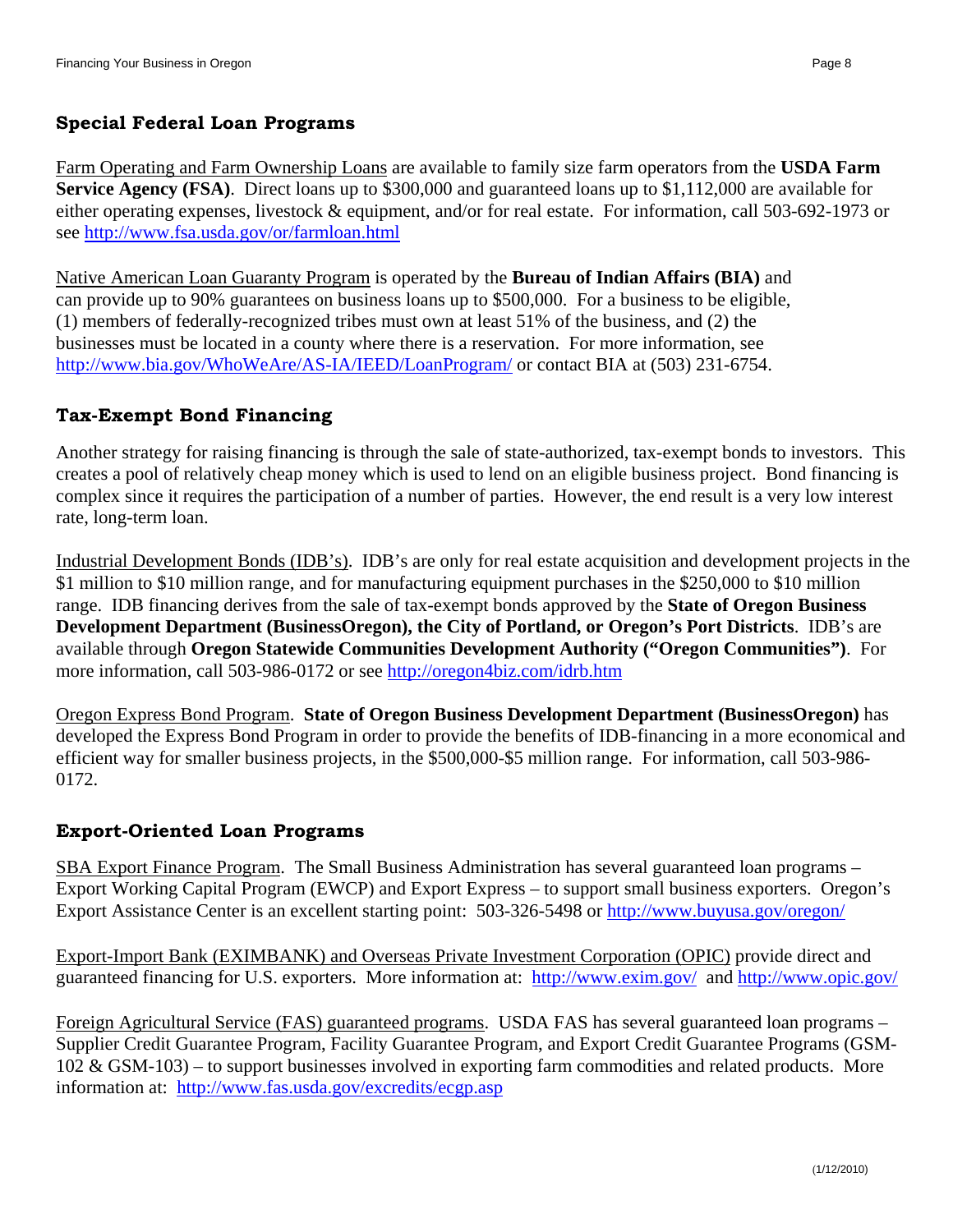## Special Federal Loan Programs

Farm Operating and Farm Ownership Loans are available to family size farm operators from the **USDA Farm Service Agency (FSA)**. Direct loans up to $300,000 and guaranteed loans up to $1,112,000 are available for either operating expenses, livestock & equipment, and/or for real estate. For information, call 503-692-1973 or see http://www.fsa.usda.gov/or/farmloan.html

Native American Loan Guaranty Program is operated by the **Bureau of Indian Affairs (BIA)** and can provide up to 90% guarantees on business loans up to $500,000. For a business to be eligible, (1) members of federally-recognized tribes must own at least 51% of the business, and (2) the businesses must be located in a county where there is a reservation. For more information, see http://www.bia.gov/WhoWeAre/AS-IA/IEED/LoanProgram/ or contact BIA at (503) 231-6754.

## Tax-Exempt Bond Financing

Another strategy for raising financing is through the sale of state-authorized, tax-exempt bonds to investors. This creates a pool of relatively cheap money which is used to lend on an eligible business project. Bond financing is complex since it requires the participation of a number of parties. However, the end result is a very low interest rate, long-term loan.

Industrial Development Bonds (IDB's). IDB's are only for real estate acquisition and development projects in the $1 million to $10 million range, and for manufacturing equipment purchases in the $250,000 to $10 million range. IDB financing derives from the sale of tax-exempt bonds approved by the **State of Oregon Business Development Department (BusinessOregon), the City of Portland, or Oregon's Port Districts**. IDB's are available through **Oregon Statewide Communities Development Authority ("Oregon Communities")**. For more information, call 503-986-0172 or see http://oregon4biz.com/idrb.htm

Oregon Express Bond Program. **State of Oregon Business Development Department (BusinessOregon)** has developed the Express Bond Program in order to provide the benefits of IDB-financing in a more economical and efficient way for smaller business projects, in the $500,000-$5 million range. For information, call 503-986-0172.

## Export-Oriented Loan Programs

SBA Export Finance Program. The Small Business Administration has several guaranteed loan programs – Export Working Capital Program (EWCP) and Export Express – to support small business exporters. Oregon's Export Assistance Center is an excellent starting point: 503-326-5498 or http://www.buyusa.gov/oregon/

Export-Import Bank (EXIMBANK) and Overseas Private Investment Corporation (OPIC) provide direct and guaranteed financing for U.S. exporters. More information at: http://www.exim.gov/ and http://www.opic.gov/

Foreign Agricultural Service (FAS) guaranteed programs. USDA FAS has several guaranteed loan programs – Supplier Credit Guarantee Program, Facility Guarantee Program, and Export Credit Guarantee Programs (GSM-102 & GSM-103) – to support businesses involved in exporting farm commodities and related products. More information at: http://www.fas.usda.gov/excredits/ecgp.asp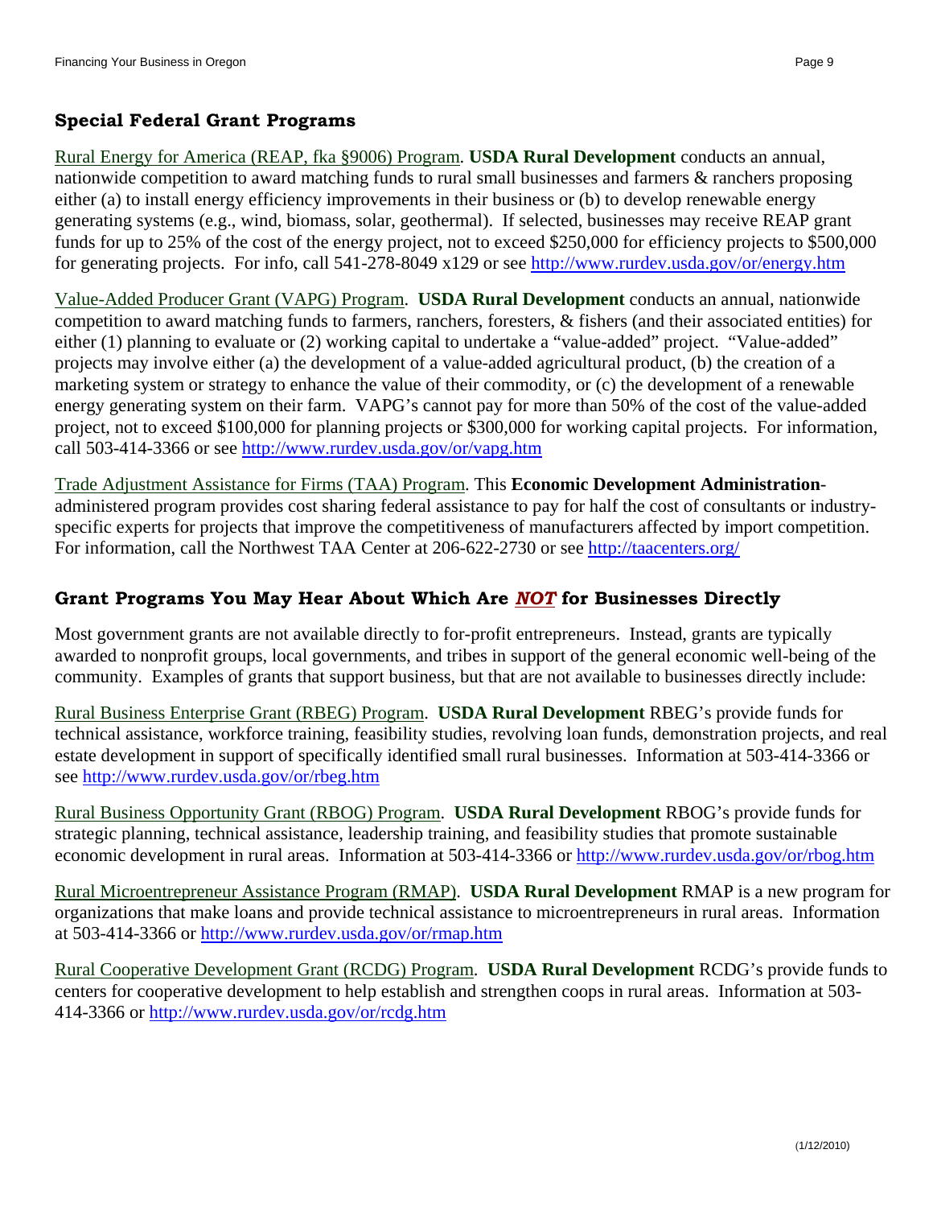## Special Federal Grant Programs

Rural Energy for America (REAP, fka §9006) Program. **USDA Rural Development** conducts an annual, nationwide competition to award matching funds to rural small businesses and farmers & ranchers proposing either (a) to install energy efficiency improvements in their business or (b) to develop renewable energy generating systems (e.g., wind, biomass, solar, geothermal). If selected, businesses may receive REAP grant funds for up to 25% of the cost of the energy project, not to exceed $250,000 for efficiency projects to $500,000 for generating projects. For info, call 541-278-8049 x129 or see http://www.rurdev.usda.gov/or/energy.htm

Value-Added Producer Grant (VAPG) Program. **USDA Rural Development** conducts an annual, nationwide competition to award matching funds to farmers, ranchers, foresters, & fishers (and their associated entities) for either (1) planning to evaluate or (2) working capital to undertake a "value-added" project. "Value-added" projects may involve either (a) the development of a value-added agricultural product, (b) the creation of a marketing system or strategy to enhance the value of their commodity, or (c) the development of a renewable energy generating system on their farm. VAPG's cannot pay for more than 50% of the cost of the value-added project, not to exceed $100,000 for planning projects or $300,000 for working capital projects. For information, call 503-414-3366 or see http://www.rurdev.usda.gov/or/vapg.htm

Trade Adjustment Assistance for Firms (TAA) Program. This **Economic Development Administration**-administered program provides cost sharing federal assistance to pay for half the cost of consultants or industry-specific experts for projects that improve the competitiveness of manufacturers affected by import competition. For information, call the Northwest TAA Center at 206-622-2730 or see http://taacenters.org/

## Grant Programs You May Hear About Which Are ***NOT*** for Businesses Directly

Most government grants are not available directly to for-profit entrepreneurs. Instead, grants are typically awarded to nonprofit groups, local governments, and tribes in support of the general economic well-being of the community. Examples of grants that support business, but that are not available to businesses directly include:

Rural Business Enterprise Grant (RBEG) Program. **USDA Rural Development** RBEG's provide funds for technical assistance, workforce training, feasibility studies, revolving loan funds, demonstration projects, and real estate development in support of specifically identified small rural businesses. Information at 503-414-3366 or see http://www.rurdev.usda.gov/or/rbeg.htm

Rural Business Opportunity Grant (RBOG) Program. **USDA Rural Development** RBOG's provide funds for strategic planning, technical assistance, leadership training, and feasibility studies that promote sustainable economic development in rural areas. Information at 503-414-3366 or http://www.rurdev.usda.gov/or/rbog.htm

Rural Microentrepreneur Assistance Program (RMAP). **USDA Rural Development** RMAP is a new program for organizations that make loans and provide technical assistance to microentrepreneurs in rural areas. Information at 503-414-3366 or http://www.rurdev.usda.gov/or/rmap.htm

Rural Cooperative Development Grant (RCDG) Program. **USDA Rural Development** RCDG's provide funds to centers for cooperative development to help establish and strengthen coops in rural areas. Information at 503-414-3366 or http://www.rurdev.usda.gov/or/rcdg.htm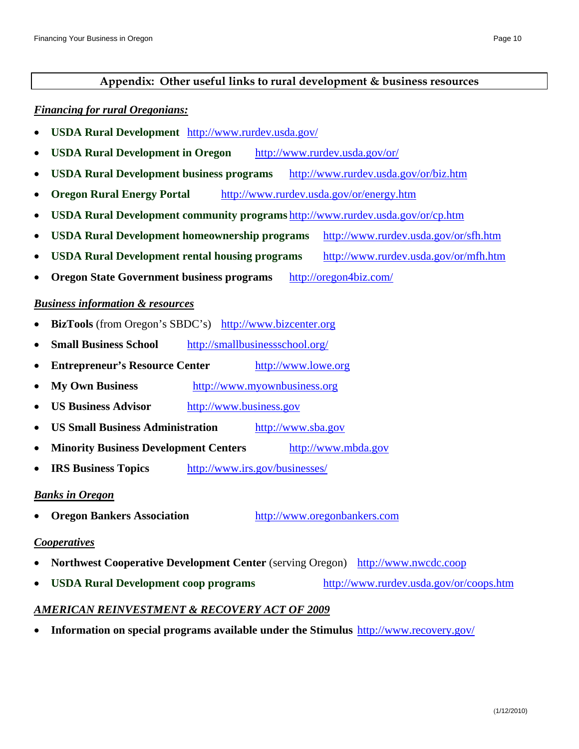## Appendix: Other useful links to rural development & business resources

***Financing for rural Oregonians:***

- **USDA Rural Development** http://www.rurdev.usda.gov/
- **USDA Rural Development in Oregon** http://www.rurdev.usda.gov/or/
- **USDA Rural Development business programs** http://www.rurdev.usda.gov/or/biz.htm
- **Oregon Rural Energy Portal** http://www.rurdev.usda.gov/or/energy.htm
- **USDA Rural Development community programs** http://www.rurdev.usda.gov/or/cp.htm
- **USDA Rural Development homeownership programs** http://www.rurdev.usda.gov/or/sfh.htm
- **USDA Rural Development rental housing programs** http://www.rurdev.usda.gov/or/mfh.htm
- **Oregon State Government business programs** http://oregon4biz.com/

***Business information & resources***

- **BizTools** (from Oregon's SBDC's) http://www.bizcenter.org
- **Small Business School** http://smallbusinessschool.org/
- **Entrepreneur's Resource Center** http://www.lowe.org
- **My Own Business** http://www.myownbusiness.org
- **US Business Advisor** http://www.business.gov
- **US Small Business Administration** http://www.sba.gov
- **Minority Business Development Centers** http://www.mbda.gov
- **IRS Business Topics** http://www.irs.gov/businesses/

***Banks in Oregon***

- **Oregon Bankers Association** http://www.oregonbankers.com

***Cooperatives***

- **Northwest Cooperative Development Center** (serving Oregon) http://www.nwcdc.coop
- **USDA Rural Development coop programs** http://www.rurdev.usda.gov/or/coops.htm

***AMERICAN REINVESTMENT & RECOVERY ACT OF 2009***

- **Information on special programs available under the Stimulus** http://www.recovery.gov/

(1/12/2010)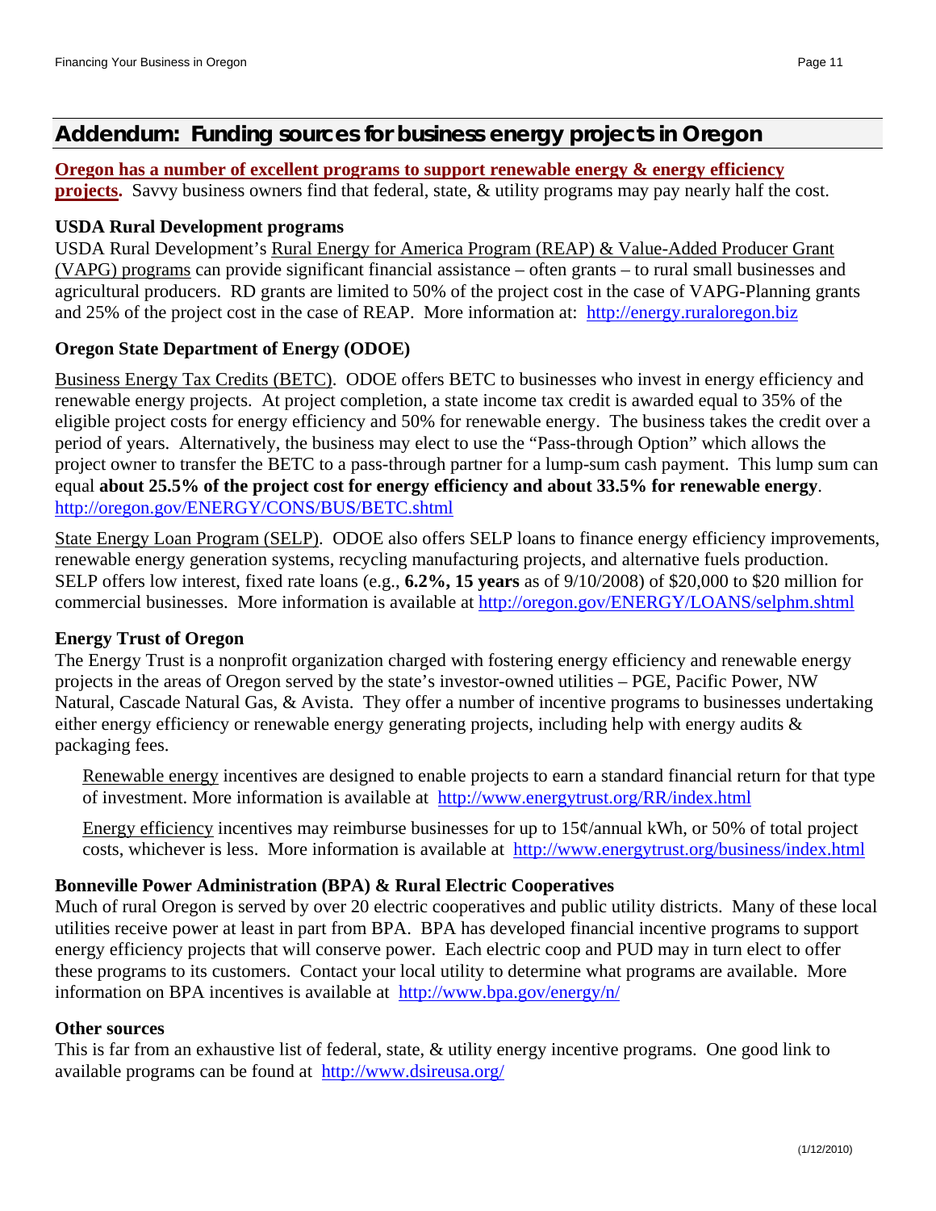## Addendum: Funding sources for business energy projects in Oregon

**Oregon has a number of excellent programs to support renewable energy & energy efficiency projects.** Savvy business owners find that federal, state, & utility programs may pay nearly half the cost.

**USDA Rural Development programs**

USDA Rural Development's Rural Energy for America Program (REAP) & Value-Added Producer Grant (VAPG) programs can provide significant financial assistance – often grants – to rural small businesses and agricultural producers. RD grants are limited to 50% of the project cost in the case of VAPG-Planning grants and 25% of the project cost in the case of REAP. More information at: http://energy.ruraloregon.biz

**Oregon State Department of Energy (ODOE)**

Business Energy Tax Credits (BETC). ODOE offers BETC to businesses who invest in energy efficiency and renewable energy projects. At project completion, a state income tax credit is awarded equal to 35% of the eligible project costs for energy efficiency and 50% for renewable energy. The business takes the credit over a period of years. Alternatively, the business may elect to use the "Pass-through Option" which allows the project owner to transfer the BETC to a pass-through partner for a lump-sum cash payment. This lump sum can equal **about 25.5% of the project cost for energy efficiency and about 33.5% for renewable energy**. http://oregon.gov/ENERGY/CONS/BUS/BETC.shtml

State Energy Loan Program (SELP). ODOE also offers SELP loans to finance energy efficiency improvements, renewable energy generation systems, recycling manufacturing projects, and alternative fuels production. SELP offers low interest, fixed rate loans (e.g., **6.2%, 15 years** as of 9/10/2008) of $20,000 to $20 million for commercial businesses. More information is available at http://oregon.gov/ENERGY/LOANS/selphm.shtml

**Energy Trust of Oregon**

The Energy Trust is a nonprofit organization charged with fostering energy efficiency and renewable energy projects in the areas of Oregon served by the state's investor-owned utilities – PGE, Pacific Power, NW Natural, Cascade Natural Gas, & Avista. They offer a number of incentive programs to businesses undertaking either energy efficiency or renewable energy generating projects, including help with energy audits & packaging fees.

Renewable energy incentives are designed to enable projects to earn a standard financial return for that type of investment. More information is available at http://www.energytrust.org/RR/index.html

Energy efficiency incentives may reimburse businesses for up to 15¢/annual kWh, or 50% of total project costs, whichever is less. More information is available at http://www.energytrust.org/business/index.html

**Bonneville Power Administration (BPA) & Rural Electric Cooperatives**

Much of rural Oregon is served by over 20 electric cooperatives and public utility districts. Many of these local utilities receive power at least in part from BPA. BPA has developed financial incentive programs to support energy efficiency projects that will conserve power. Each electric coop and PUD may in turn elect to offer these programs to its customers. Contact your local utility to determine what programs are available. More information on BPA incentives is available at http://www.bpa.gov/energy/n/

**Other sources**

This is far from an exhaustive list of federal, state, & utility energy incentive programs. One good link to available programs can be found at http://www.dsireusa.org/

(1/12/2010)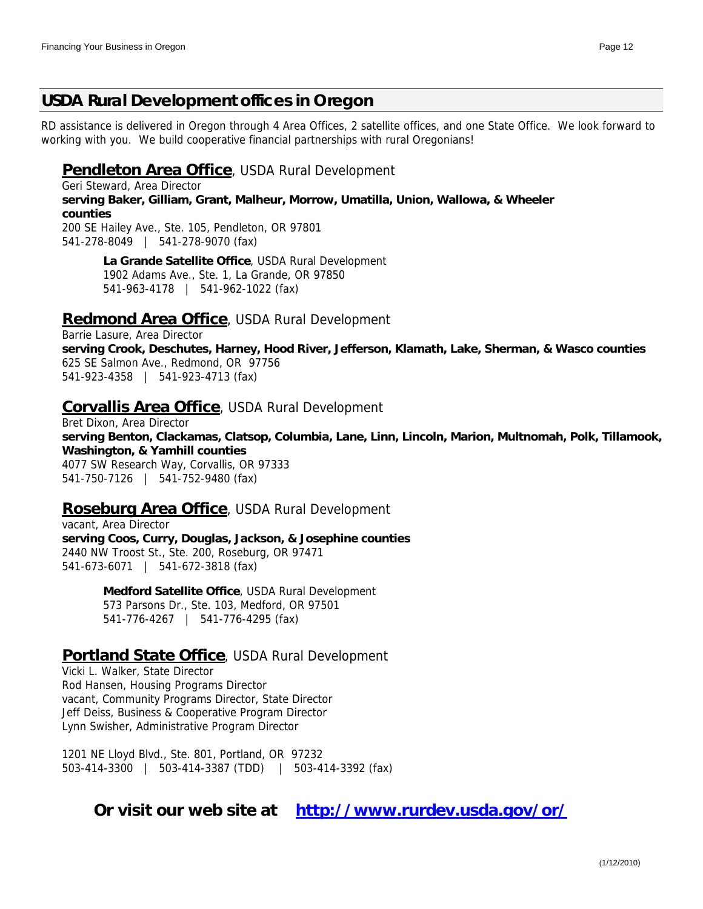## USDA Rural Development offices in Oregon

RD assistance is delivered in Oregon through 4 Area Offices, 2 satellite offices, and one State Office. We look forward to working with you. We build cooperative financial partnerships with rural Oregonians!

### **Pendleton Area Office**, USDA Rural Development

Geri Steward, Area Director
**serving Baker, Gilliam, Grant, Malheur, Morrow, Umatilla, Union, Wallowa, & Wheeler counties**
200 SE Hailey Ave., Ste. 105, Pendleton, OR 97801
541-278-8049 | 541-278-9070 (fax)

> **La Grande Satellite Office**, USDA Rural Development
> 1902 Adams Ave., Ste. 1, La Grande, OR 97850
> 541-963-4178 | 541-962-1022 (fax)

### **Redmond Area Office**, USDA Rural Development

Barrie Lasure, Area Director
**serving Crook, Deschutes, Harney, Hood River, Jefferson, Klamath, Lake, Sherman, & Wasco counties**
625 SE Salmon Ave., Redmond, OR 97756
541-923-4358 | 541-923-4713 (fax)

### **Corvallis Area Office**, USDA Rural Development

Bret Dixon, Area Director
**serving Benton, Clackamas, Clatsop, Columbia, Lane, Linn, Lincoln, Marion, Multnomah, Polk, Tillamook, Washington, & Yamhill counties**
4077 SW Research Way, Corvallis, OR 97333
541-750-7126 | 541-752-9480 (fax)

### **Roseburg Area Office**, USDA Rural Development

vacant, Area Director
**serving Coos, Curry, Douglas, Jackson, & Josephine counties**
2440 NW Troost St., Ste. 200, Roseburg, OR 97471
541-673-6071 | 541-672-3818 (fax)

> **Medford Satellite Office**, USDA Rural Development
> 573 Parsons Dr., Ste. 103, Medford, OR 97501
> 541-776-4267 | 541-776-4295 (fax)

### **Portland State Office**, USDA Rural Development

Vicki L. Walker, State Director
Rod Hansen, Housing Programs Director
vacant, Community Programs Director, State Director
Jeff Deiss, Business & Cooperative Program Director
Lynn Swisher, Administrative Program Director

1201 NE Lloyd Blvd., Ste. 801, Portland, OR 97232
503-414-3300 | 503-414-3387 (TDD) | 503-414-3392 (fax)

**Or visit our web site at http://www.rurdev.usda.gov/or/**

(1/12/2010)